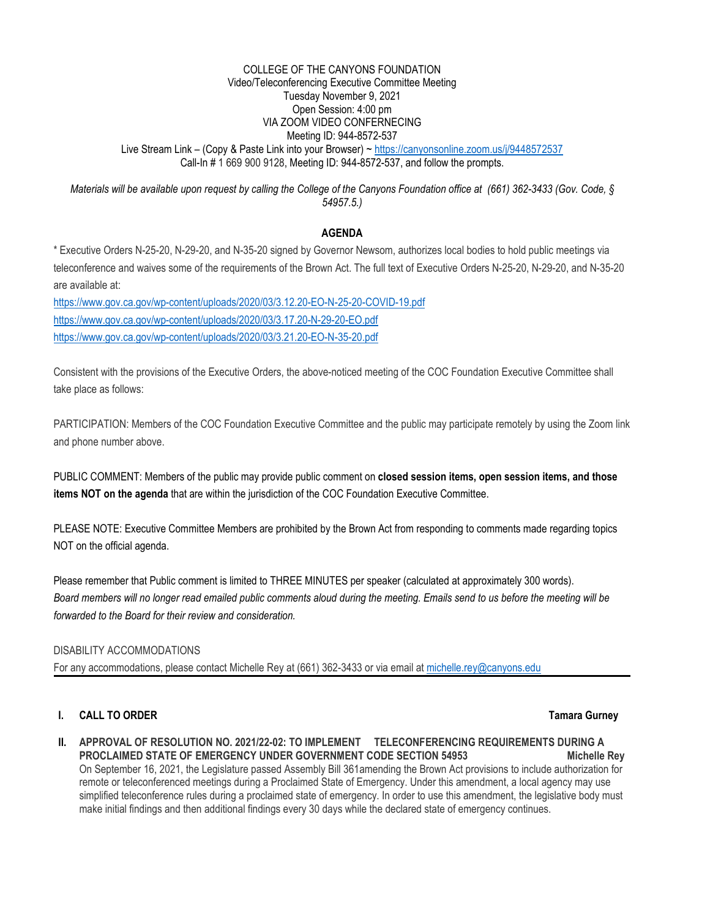COLLEGE OF THE CANYONS FOUNDATION
Video/Teleconferencing Executive Committee Meeting
Tuesday November 9, 2021
Open Session: 4:00 pm
VIA ZOOM VIDEO CONFERNECING
Meeting ID: 944-8572-537
Live Stream Link – (Copy & Paste Link into your Browser) ~ https://canyonsonline.zoom.us/j/9448572537
Call-In # 1 669 900 9128, Meeting ID: 944-8572-537, and follow the prompts.

*Materials will be available upon request by calling the College of the Canyons Foundation office at (661) 362-3433 (Gov. Code, § 54957.5.)*

## AGENDA

* Executive Orders N-25-20, N-29-20, and N-35-20 signed by Governor Newsom, authorizes local bodies to hold public meetings via teleconference and waives some of the requirements of the Brown Act. The full text of Executive Orders N-25-20, N-29-20, and N-35-20 are available at:

https://www.gov.ca.gov/wp-content/uploads/2020/03/3.12.20-EO-N-25-20-COVID-19.pdf
https://www.gov.ca.gov/wp-content/uploads/2020/03/3.17.20-N-29-20-EO.pdf
https://www.gov.ca.gov/wp-content/uploads/2020/03/3.21.20-EO-N-35-20.pdf

Consistent with the provisions of the Executive Orders, the above-noticed meeting of the COC Foundation Executive Committee shall take place as follows:

PARTICIPATION: Members of the COC Foundation Executive Committee and the public may participate remotely by using the Zoom link and phone number above.

PUBLIC COMMENT: Members of the public may provide public comment on **closed session items, open session items, and those items NOT on the agenda** that are within the jurisdiction of the COC Foundation Executive Committee.

PLEASE NOTE: Executive Committee Members are prohibited by the Brown Act from responding to comments made regarding topics NOT on the official agenda.

Please remember that Public comment is limited to THREE MINUTES per speaker (calculated at approximately 300 words). *Board members will no longer read emailed public comments aloud during the meeting. Emails send to us before the meeting will be forwarded to the Board for their review and consideration.*

DISABILITY ACCOMMODATIONS
For any accommodations, please contact Michelle Rey at (661) 362-3433 or via email at michelle.rey@canyons.edu

---

**I. CALL TO ORDER** **Tamara Gurney**

**II. APPROVAL OF RESOLUTION NO. 2021/22-02: TO IMPLEMENT TELECONFERENCING REQUIREMENTS DURING A PROCLAIMED STATE OF EMERGENCY UNDER GOVERNMENT CODE SECTION 54953** **Michelle Rey**

On September 16, 2021, the Legislature passed Assembly Bill 361amending the Brown Act provisions to include authorization for remote or teleconferenced meetings during a Proclaimed State of Emergency. Under this amendment, a local agency may use simplified teleconference rules during a proclaimed state of emergency. In order to use this amendment, the legislative body must make initial findings and then additional findings every 30 days while the declared state of emergency continues.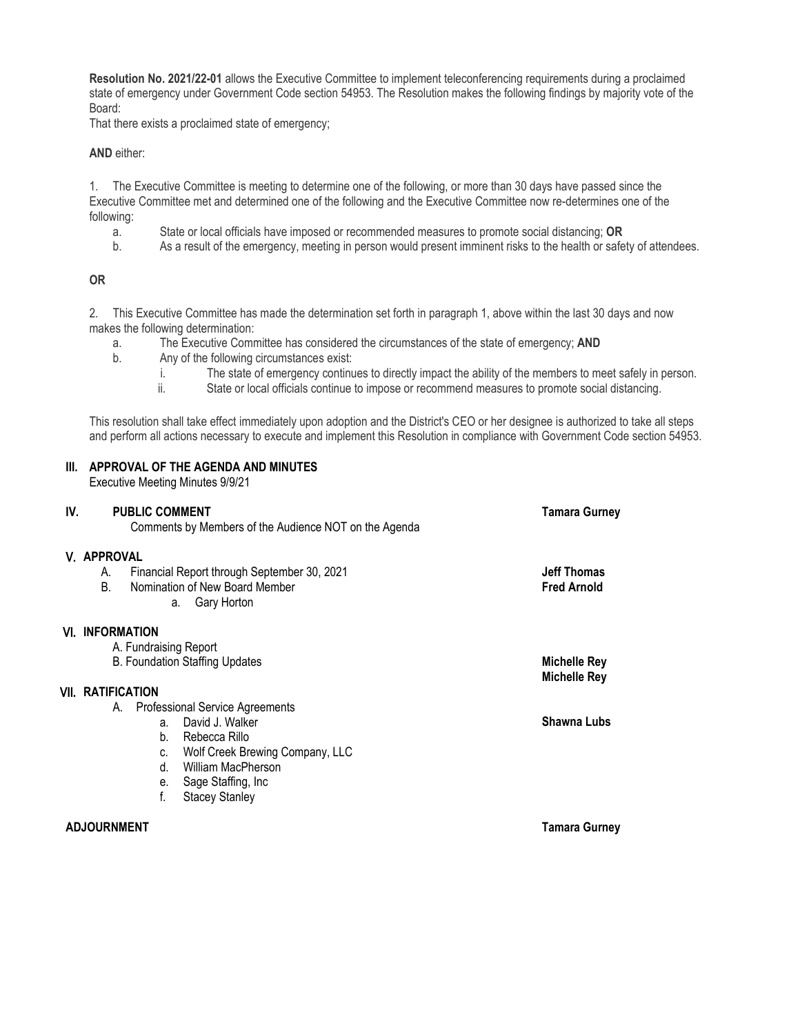**Resolution No. 2021/22-01** allows the Executive Committee to implement teleconferencing requirements during a proclaimed state of emergency under Government Code section 54953. The Resolution makes the following findings by majority vote of the Board:

That there exists a proclaimed state of emergency;

**AND** either:

1. The Executive Committee is meeting to determine one of the following, or more than 30 days have passed since the Executive Committee met and determined one of the following and the Executive Committee now re-determines one of the following:
   a. State or local officials have imposed or recommended measures to promote social distancing; **OR**
   b. As a result of the emergency, meeting in person would present imminent risks to the health or safety of attendees.

**OR**

2. This Executive Committee has made the determination set forth in paragraph 1, above within the last 30 days and now makes the following determination:
   a. The Executive Committee has considered the circumstances of the state of emergency; **AND**
   b. Any of the following circumstances exist:
      i. The state of emergency continues to directly impact the ability of the members to meet safely in person.
      ii. State or local officials continue to impose or recommend measures to promote social distancing.

This resolution shall take effect immediately upon adoption and the District's CEO or her designee is authorized to take all steps and perform all actions necessary to execute and implement this Resolution in compliance with Government Code section 54953.

**III. APPROVAL OF THE AGENDA AND MINUTES**

Executive Meeting Minutes 9/9/21

**IV. PUBLIC COMMENT** — **Tamara Gurney**

Comments by Members of the Audience NOT on the Agenda

**V. APPROVAL**

A. Financial Report through September 30, 2021 — **Jeff Thomas**
B. Nomination of New Board Member — **Fred Arnold**
   a. Gary Horton

**VI. INFORMATION**

A. Fundraising Report — **Michelle Rey**
B. Foundation Staffing Updates — **Michelle Rey**

**VII. RATIFICATION**

A. Professional Service Agreements — **Shawna Lubs**
   a. David J. Walker
   b. Rebecca Rillo
   c. Wolf Creek Brewing Company, LLC
   d. William MacPherson
   e. Sage Staffing, Inc
   f. Stacey Stanley

**ADJOURNMENT** — **Tamara Gurney**